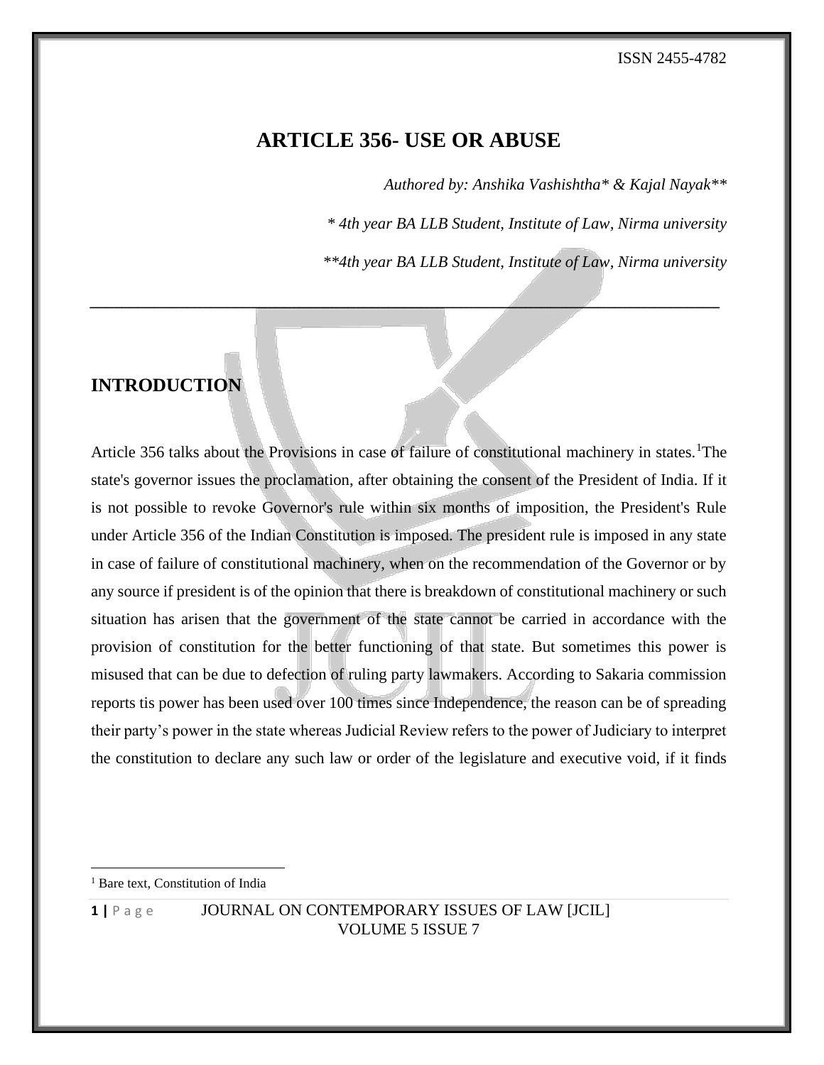# ARTICLE 356- USE OR ABUSE

*Authored by: Anshika Vashishtha* & Kajal Nayak***

** 4th year BA LLB Student, Institute of Law, Nirma university*

*\*\*4th year BA LLB Student, Institute of Law, Nirma university*

---

## INTRODUCTION

Article 356 talks about the Provisions in case of failure of constitutional machinery in states.[1]The state's governor issues the proclamation, after obtaining the consent of the President of India. If it is not possible to revoke Governor's rule within six months of imposition, the President's Rule under Article 356 of the Indian Constitution is imposed. The president rule is imposed in any state in case of failure of constitutional machinery, when on the recommendation of the Governor or by any source if president is of the opinion that there is breakdown of constitutional machinery or such situation has arisen that the government of the state cannot be carried in accordance with the provision of constitution for the better functioning of that state. But sometimes this power is misused that can be due to defection of ruling party lawmakers. According to Sakaria commission reports tis power has been used over 100 times since Independence, the reason can be of spreading their party's power in the state whereas Judicial Review refers to the power of Judiciary to interpret the constitution to declare any such law or order of the legislature and executive void, if it finds

[1] Bare text, Constitution of India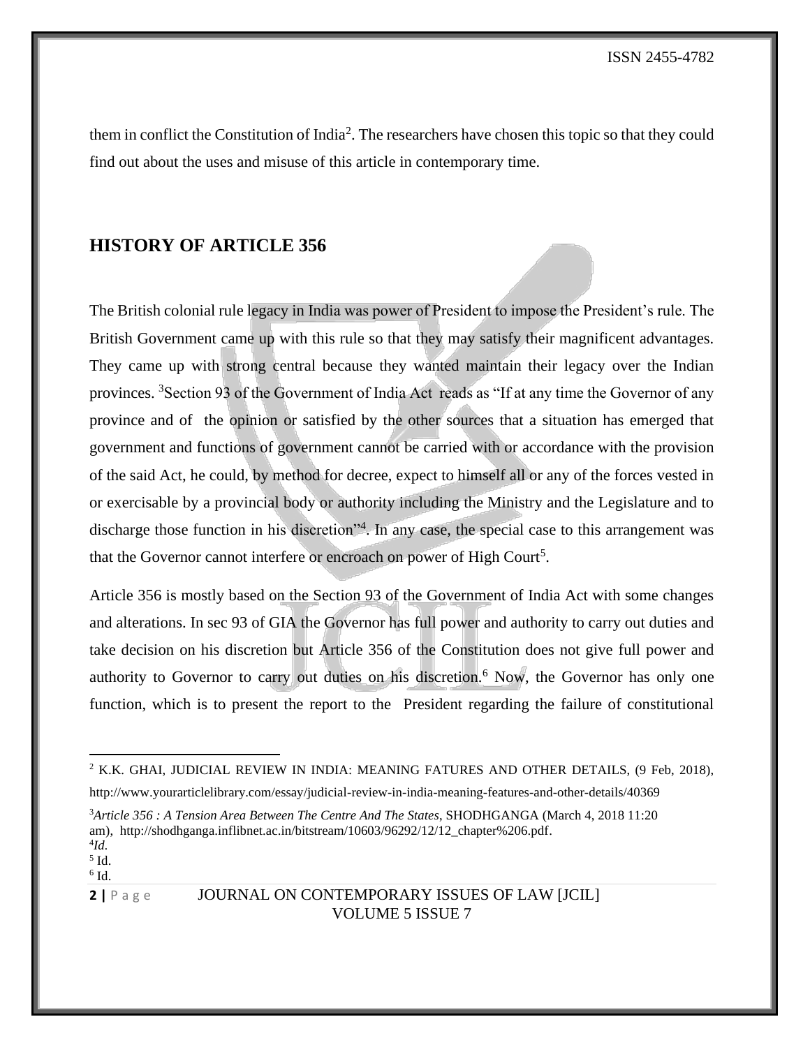them in conflict the Constitution of India[2]. The researchers have chosen this topic so that they could find out about the uses and misuse of this article in contemporary time.

## HISTORY OF ARTICLE 356

The British colonial rule legacy in India was power of President to impose the President's rule. The British Government came up with this rule so that they may satisfy their magnificent advantages. They came up with strong central because they wanted maintain their legacy over the Indian provinces. [3]Section 93 of the Government of India Act reads as "If at any time the Governor of any province and of the opinion or satisfied by the other sources that a situation has emerged that government and functions of government cannot be carried with or accordance with the provision of the said Act, he could, by method for decree, expect to himself all or any of the forces vested in or exercisable by a provincial body or authority including the Ministry and the Legislature and to discharge those function in his discretion"[4]. In any case, the special case to this arrangement was that the Governor cannot interfere or encroach on power of High Court[5].

Article 356 is mostly based on the Section 93 of the Government of India Act with some changes and alterations. In sec 93 of GIA the Governor has full power and authority to carry out duties and take decision on his discretion but Article 356 of the Constitution does not give full power and authority to Governor to carry out duties on his discretion.[6] Now, the Governor has only one function, which is to present the report to the President regarding the failure of constitutional

---

[2] K.K. GHAI, JUDICIAL REVIEW IN INDIA: MEANING FATURES AND OTHER DETAILS, (9 Feb, 2018), http://www.yourarticlelibrary.com/essay/judicial-review-in-india-meaning-features-and-other-details/40369

[3] *Article 356 : A Tension Area Between The Centre And The States*, SHODHGANGA (March 4, 2018 11:20 am), http://shodhganga.inflibnet.ac.in/bitstream/10603/96292/12/12_chapter%206.pdf.

[4] *Id.*

[5] Id.

[6] Id.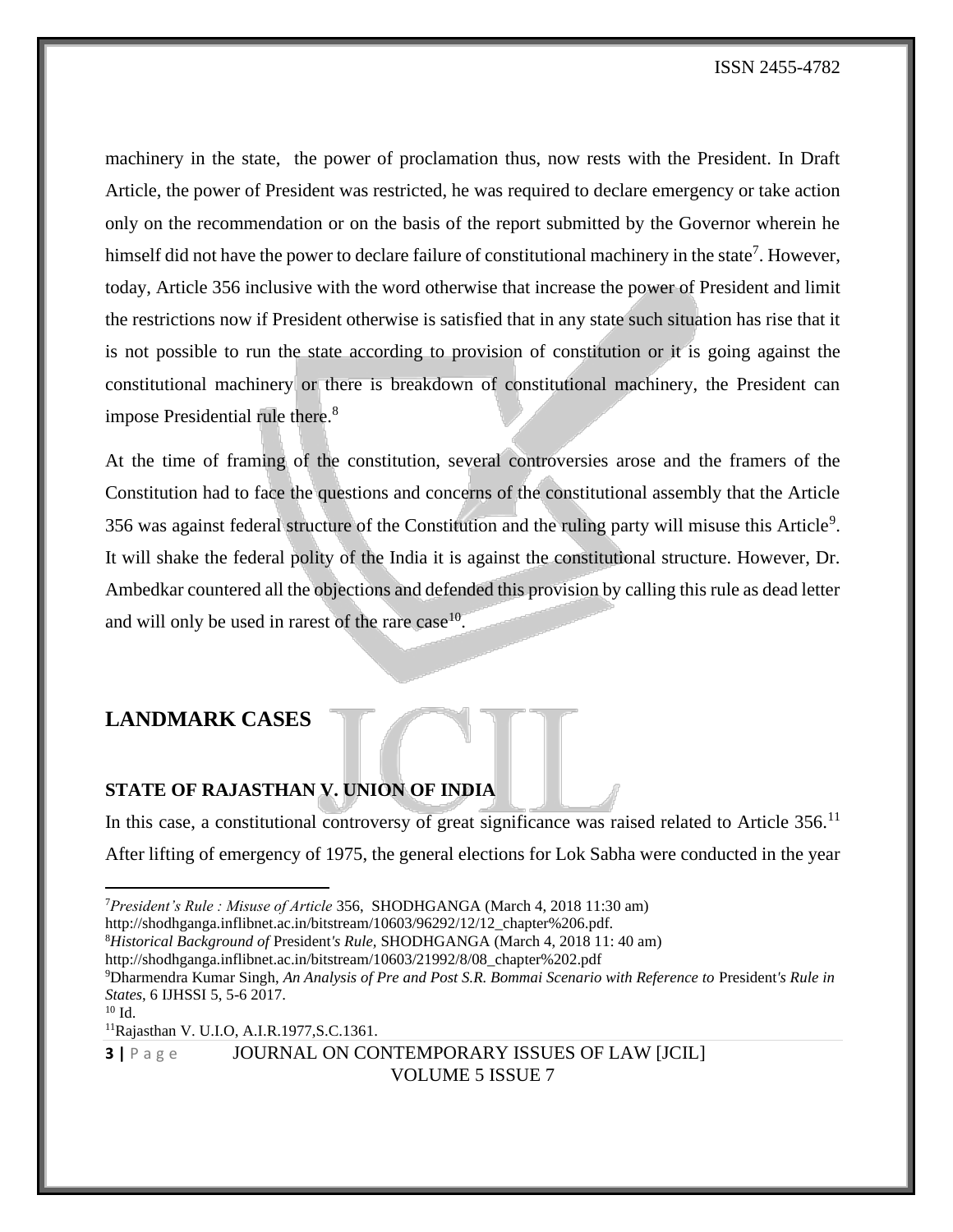machinery in the state, the power of proclamation thus, now rests with the President. In Draft Article, the power of President was restricted, he was required to declare emergency or take action only on the recommendation or on the basis of the report submitted by the Governor wherein he himself did not have the power to declare failure of constitutional machinery in the state[7]. However, today, Article 356 inclusive with the word otherwise that increase the power of President and limit the restrictions now if President otherwise is satisfied that in any state such situation has rise that it is not possible to run the state according to provision of constitution or it is going against the constitutional machinery or there is breakdown of constitutional machinery, the President can impose Presidential rule there.[8]

At the time of framing of the constitution, several controversies arose and the framers of the Constitution had to face the questions and concerns of the constitutional assembly that the Article 356 was against federal structure of the Constitution and the ruling party will misuse this Article[9]. It will shake the federal polity of the India it is against the constitutional structure. However, Dr. Ambedkar countered all the objections and defended this provision by calling this rule as dead letter and will only be used in rarest of the rare case[10].

## LANDMARK CASES

### STATE OF RAJASTHAN V. UNION OF INDIA

In this case, a constitutional controversy of great significance was raised related to Article 356.[11] After lifting of emergency of 1975, the general elections for Lok Sabha were conducted in the year

---

[7] *President's Rule : Misuse of Article* 356, SHODHGANGA (March 4, 2018 11:30 am) http://shodhganga.inflibnet.ac.in/bitstream/10603/96292/12/12_chapter%206.pdf.

[8] *Historical Background of* President*'s Rule,* SHODHGANGA (March 4, 2018 11: 40 am) http://shodhganga.inflibnet.ac.in/bitstream/10603/21992/8/08_chapter%202.pdf

[9] Dharmendra Kumar Singh, *An Analysis of Pre and Post S.R. Bommai Scenario with Reference to* President*'s Rule in States*, 6 IJHSSI 5, 5-6 2017.

[10] Id.

[11] Rajasthan V. U.I.O, A.I.R.1977,S.C.1361.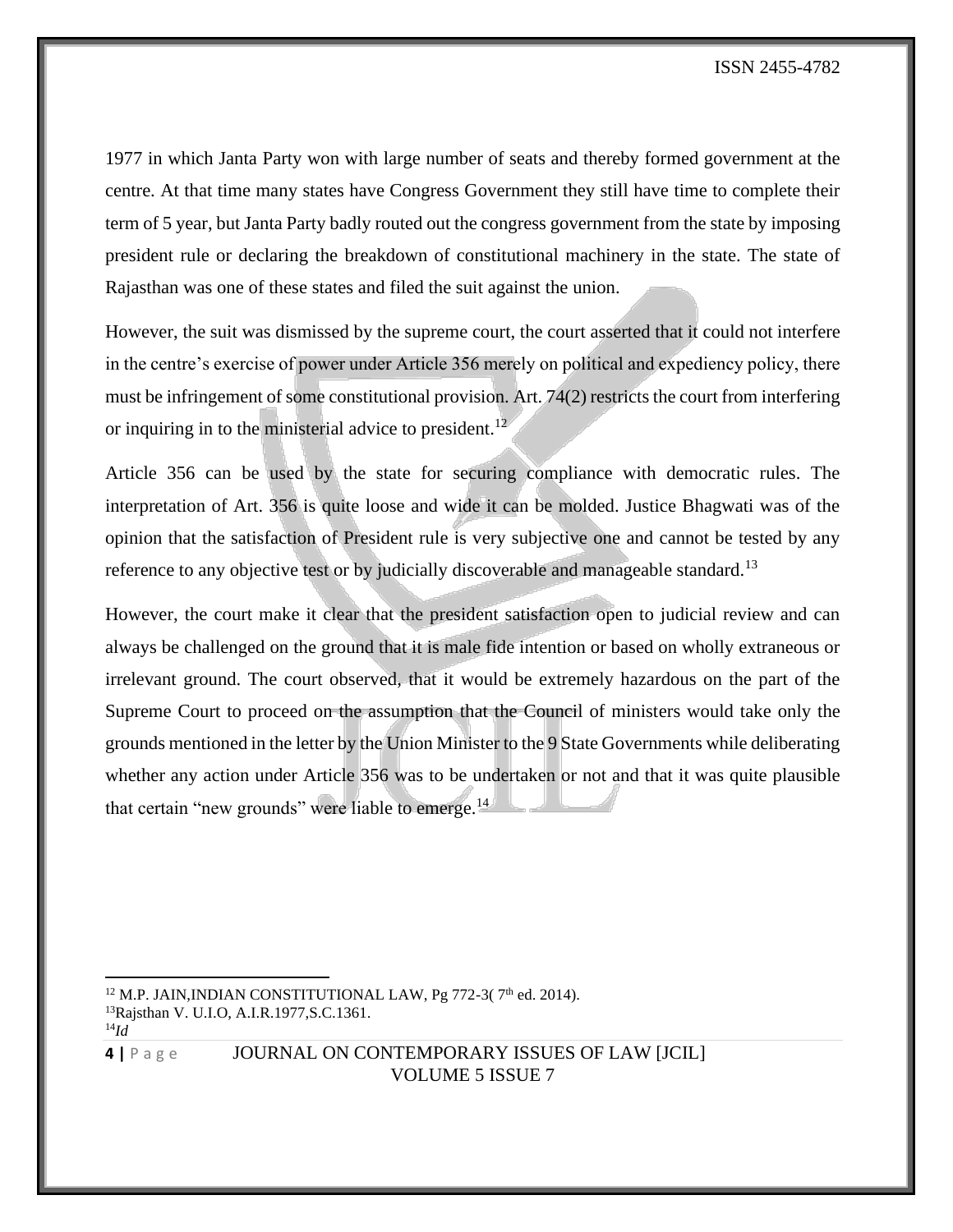1977 in which Janta Party won with large number of seats and thereby formed government at the centre. At that time many states have Congress Government they still have time to complete their term of 5 year, but Janta Party badly routed out the congress government from the state by imposing president rule or declaring the breakdown of constitutional machinery in the state. The state of Rajasthan was one of these states and filed the suit against the union.

However, the suit was dismissed by the supreme court, the court asserted that it could not interfere in the centre's exercise of power under Article 356 merely on political and expediency policy, there must be infringement of some constitutional provision. Art. 74(2) restricts the court from interfering or inquiring in to the ministerial advice to president.[12]

Article 356 can be used by the state for securing compliance with democratic rules. The interpretation of Art. 356 is quite loose and wide it can be molded. Justice Bhagwati was of the opinion that the satisfaction of President rule is very subjective one and cannot be tested by any reference to any objective test or by judicially discoverable and manageable standard.[13]

However, the court make it clear that the president satisfaction open to judicial review and can always be challenged on the ground that it is male fide intention or based on wholly extraneous or irrelevant ground. The court observed, that it would be extremely hazardous on the part of the Supreme Court to proceed on the assumption that the Council of ministers would take only the grounds mentioned in the letter by the Union Minister to the 9 State Governments while deliberating whether any action under Article 356 was to be undertaken or not and that it was quite plausible that certain "new grounds" were liable to emerge.[14]

---

[12] M.P. JAIN,INDIAN CONSTITUTIONAL LAW, Pg 772-3( 7th ed. 2014).

[13] Rajsthan V. U.I.O, A.I.R.1977,S.C.1361.

[14] *Id*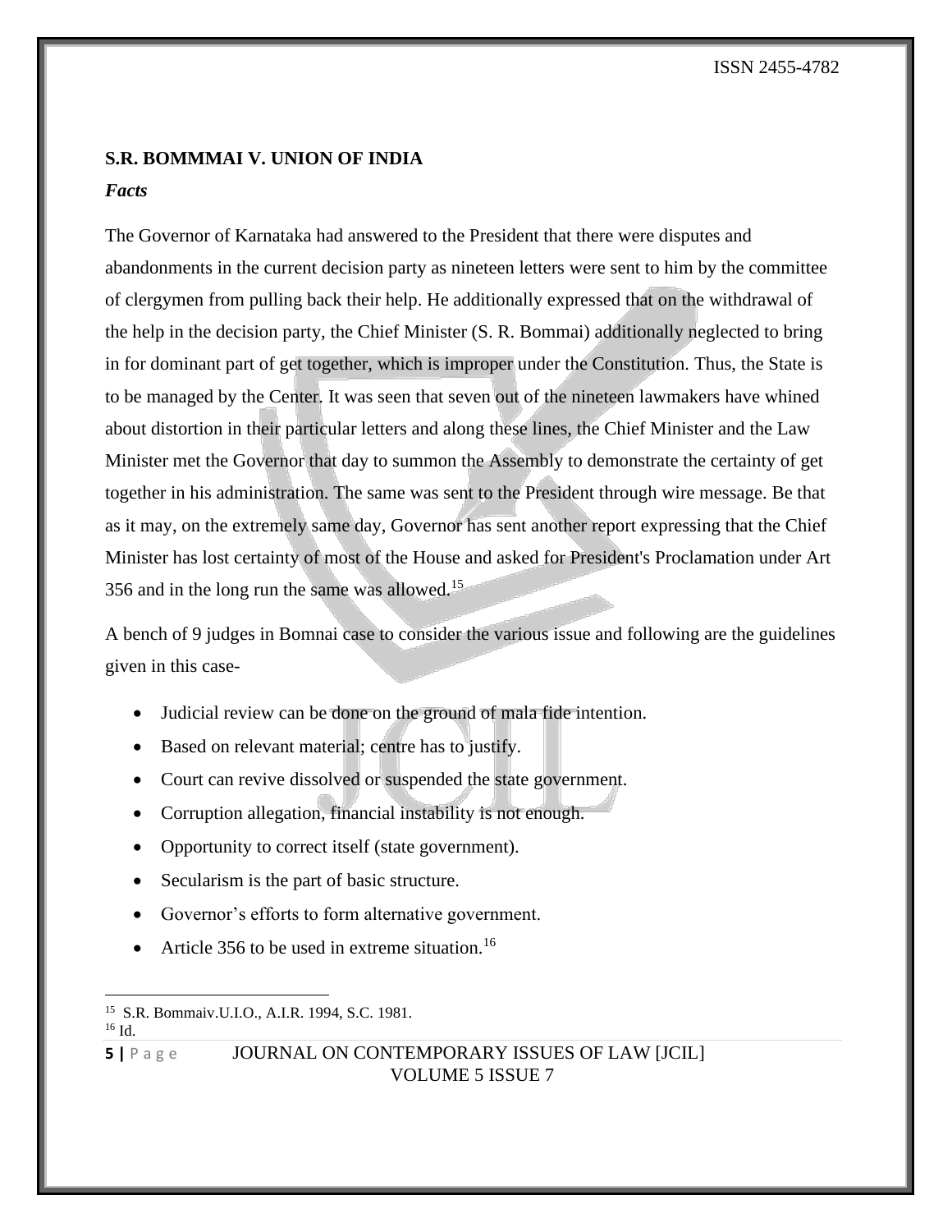**S.R. BOMMMAI V. UNION OF INDIA**

***Facts***

The Governor of Karnataka had answered to the President that there were disputes and abandonments in the current decision party as nineteen letters were sent to him by the committee of clergymen from pulling back their help. He additionally expressed that on the withdrawal of the help in the decision party, the Chief Minister (S. R. Bommai) additionally neglected to bring in for dominant part of get together, which is improper under the Constitution. Thus, the State is to be managed by the Center. It was seen that seven out of the nineteen lawmakers have whined about distortion in their particular letters and along these lines, the Chief Minister and the Law Minister met the Governor that day to summon the Assembly to demonstrate the certainty of get together in his administration. The same was sent to the President through wire message. Be that as it may, on the extremely same day, Governor has sent another report expressing that the Chief Minister has lost certainty of most of the House and asked for President's Proclamation under Art 356 and in the long run the same was allowed.[15]

A bench of 9 judges in Bomnai case to consider the various issue and following are the guidelines given in this case-

- Judicial review can be done on the ground of mala fide intention.
- Based on relevant material; centre has to justify.
- Court can revive dissolved or suspended the state government.
- Corruption allegation, financial instability is not enough.
- Opportunity to correct itself (state government).
- Secularism is the part of basic structure.
- Governor's efforts to form alternative government.
- Article 356 to be used in extreme situation.[16]

---

[15] S.R. Bommaiv.U.I.O., A.I.R. 1994, S.C. 1981.

[16] Id.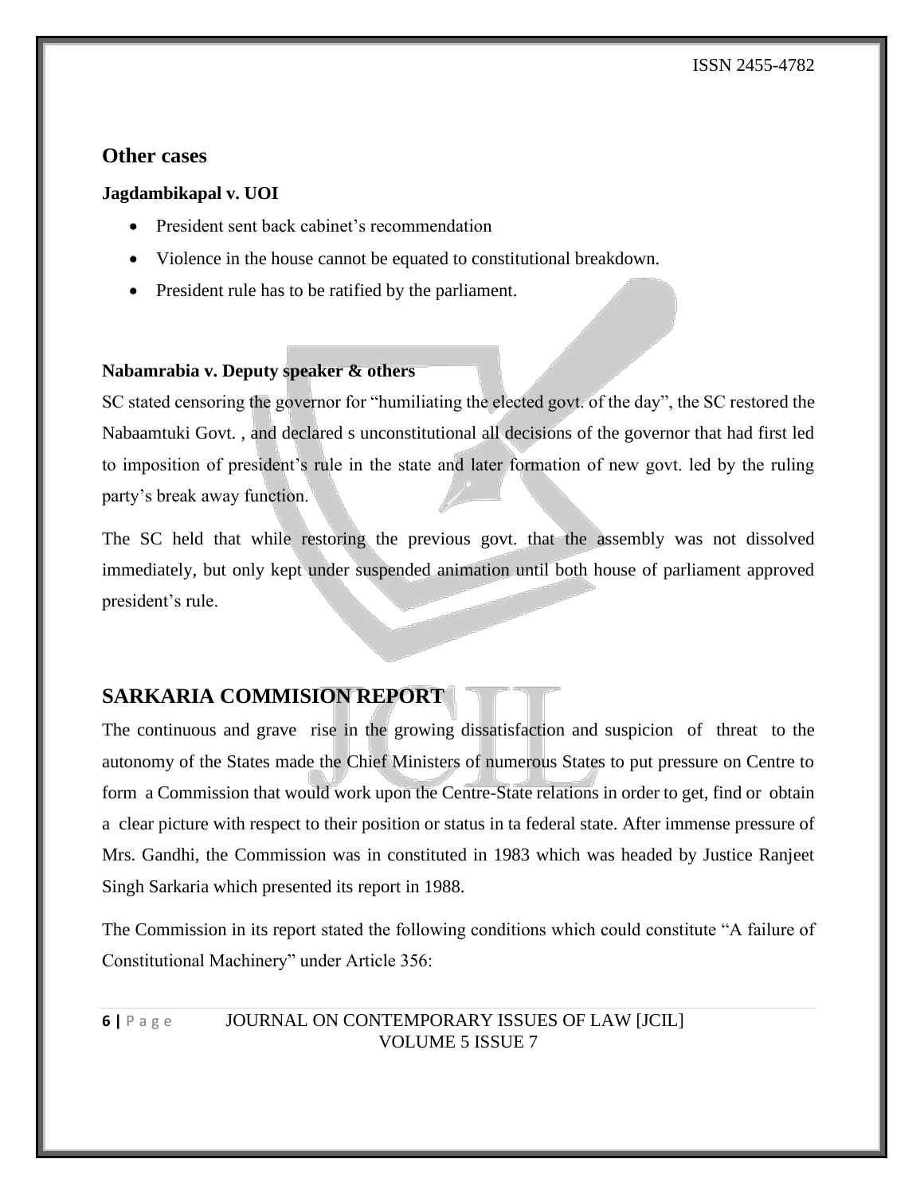## Other cases

**Jagdambikapal v. UOI**

- President sent back cabinet's recommendation
- Violence in the house cannot be equated to constitutional breakdown.
- President rule has to be ratified by the parliament.

**Nabamrabia v. Deputy speaker & others**

SC stated censoring the governor for "humiliating the elected govt. of the day", the SC restored the Nabaamtuki Govt. , and declared s unconstitutional all decisions of the governor that had first led to imposition of president's rule in the state and later formation of new govt. led by the ruling party's break away function.

The SC held that while restoring the previous govt. that the assembly was not dissolved immediately, but only kept under suspended animation until both house of parliament approved president's rule.

## SARKARIA COMMISION REPORT

The continuous and grave rise in the growing dissatisfaction and suspicion of threat to the autonomy of the States made the Chief Ministers of numerous States to put pressure on Centre to form a Commission that would work upon the Centre-State relations in order to get, find or obtain a clear picture with respect to their position or status in ta federal state. After immense pressure of Mrs. Gandhi, the Commission was in constituted in 1983 which was headed by Justice Ranjeet Singh Sarkaria which presented its report in 1988.

The Commission in its report stated the following conditions which could constitute "A failure of Constitutional Machinery" under Article 356: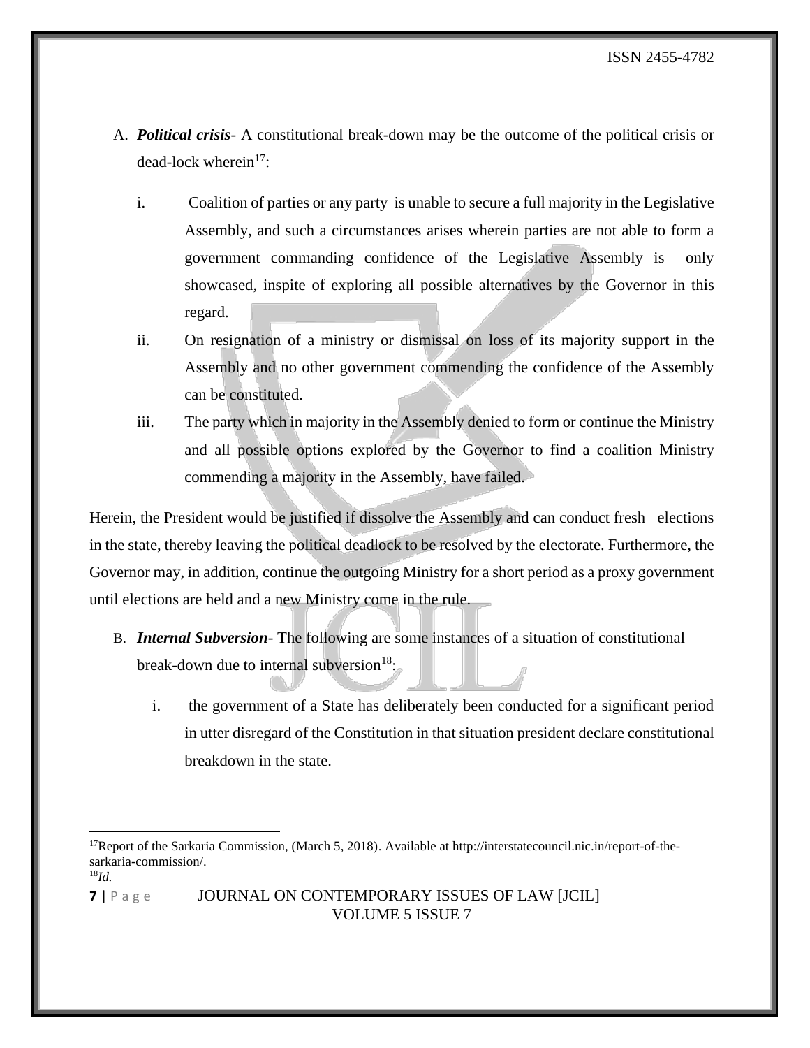A. ***Political crisis***- A constitutional break-down may be the outcome of the political crisis or dead-lock wherein[17]:

   i. Coalition of parties or any party is unable to secure a full majority in the Legislative Assembly, and such a circumstances arises wherein parties are not able to form a government commanding confidence of the Legislative Assembly is only showcased, inspite of exploring all possible alternatives by the Governor in this regard.

   ii. On resignation of a ministry or dismissal on loss of its majority support in the Assembly and no other government commending the confidence of the Assembly can be constituted.

   iii. The party which in majority in the Assembly denied to form or continue the Ministry and all possible options explored by the Governor to find a coalition Ministry commending a majority in the Assembly, have failed.

Herein, the President would be justified if dissolve the Assembly and can conduct fresh elections in the state, thereby leaving the political deadlock to be resolved by the electorate. Furthermore, the Governor may, in addition, continue the outgoing Ministry for a short period as a proxy government until elections are held and a new Ministry come in the rule.

B. ***Internal Subversion***- The following are some instances of a situation of constitutional break-down due to internal subversion[18]:

   i. the government of a State has deliberately been conducted for a significant period in utter disregard of the Constitution in that situation president declare constitutional breakdown in the state.

---

[17] Report of the Sarkaria Commission, (March 5, 2018). Available at http://interstatecouncil.nic.in/report-of-the-sarkaria-commission/.

[18] *Id.*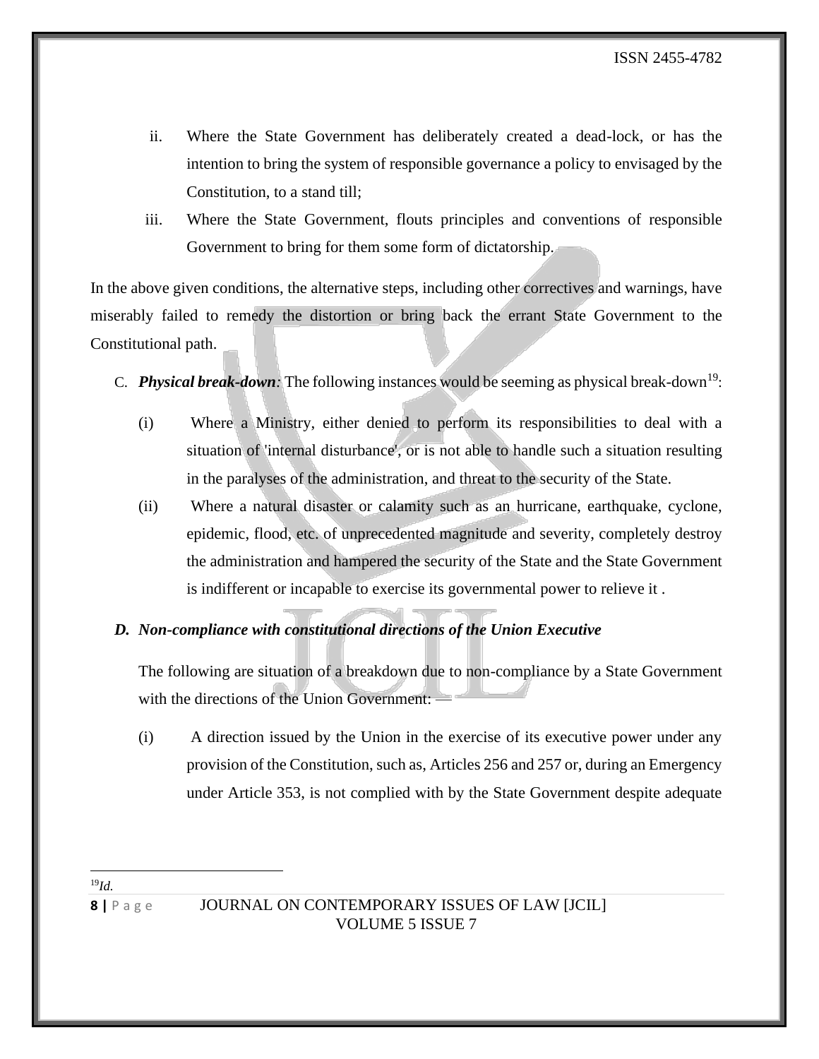ii. Where the State Government has deliberately created a dead-lock, or has the intention to bring the system of responsible governance a policy to envisaged by the Constitution, to a stand till;

iii. Where the State Government, flouts principles and conventions of responsible Government to bring for them some form of dictatorship.

In the above given conditions, the alternative steps, including other correctives and warnings, have miserably failed to remedy the distortion or bring back the errant State Government to the Constitutional path.

C. ***Physical break-down***: The following instances would be seeming as physical break-down[19]:

(i) Where a Ministry, either denied to perform its responsibilities to deal with a situation of 'internal disturbance', or is not able to handle such a situation resulting in the paralyses of the administration, and threat to the security of the State.

(ii) Where a natural disaster or calamity such as an hurricane, earthquake, cyclone, epidemic, flood, etc. of unprecedented magnitude and severity, completely destroy the administration and hampered the security of the State and the State Government is indifferent or incapable to exercise its governmental power to relieve it .

***D. Non-compliance with constitutional directions of the Union Executive***

The following are situation of a breakdown due to non-compliance by a State Government with the directions of the Union Government: —

(i) A direction issued by the Union in the exercise of its executive power under any provision of the Constitution, such as, Articles 256 and 257 or, during an Emergency under Article 353, is not complied with by the State Government despite adequate

---

[19]*Id.*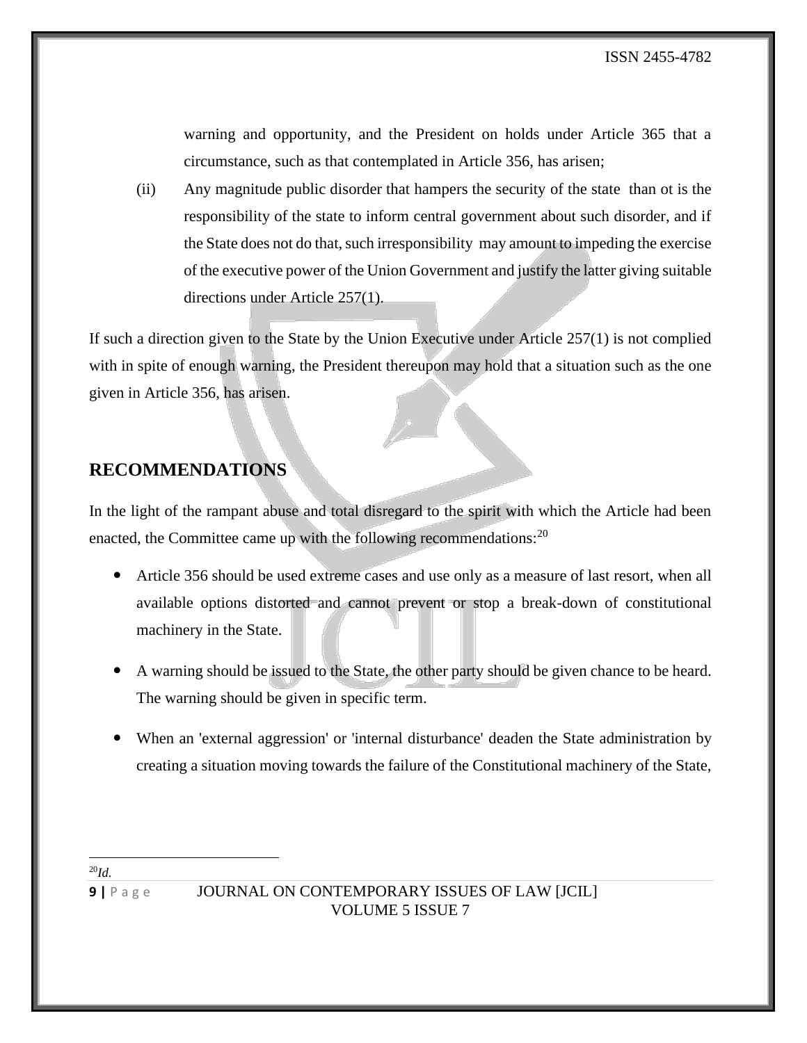warning and opportunity, and the President on holds under Article 365 that a circumstance, such as that contemplated in Article 356, has arisen;

(ii) Any magnitude public disorder that hampers the security of the state than ot is the responsibility of the state to inform central government about such disorder, and if the State does not do that, such irresponsibility may amount to impeding the exercise of the executive power of the Union Government and justify the latter giving suitable directions under Article 257(1).

If such a direction given to the State by the Union Executive under Article 257(1) is not complied with in spite of enough warning, the President thereupon may hold that a situation such as the one given in Article 356, has arisen.

## RECOMMENDATIONS

In the light of the rampant abuse and total disregard to the spirit with which the Article had been enacted, the Committee came up with the following recommendations:[20]

- Article 356 should be used extreme cases and use only as a measure of last resort, when all available options distorted and cannot prevent or stop a break-down of constitutional machinery in the State.
- A warning should be issued to the State, the other party should be given chance to be heard. The warning should be given in specific term.
- When an 'external aggression' or 'internal disturbance' deaden the State administration by creating a situation moving towards the failure of the Constitutional machinery of the State,

---

[20] *Id.*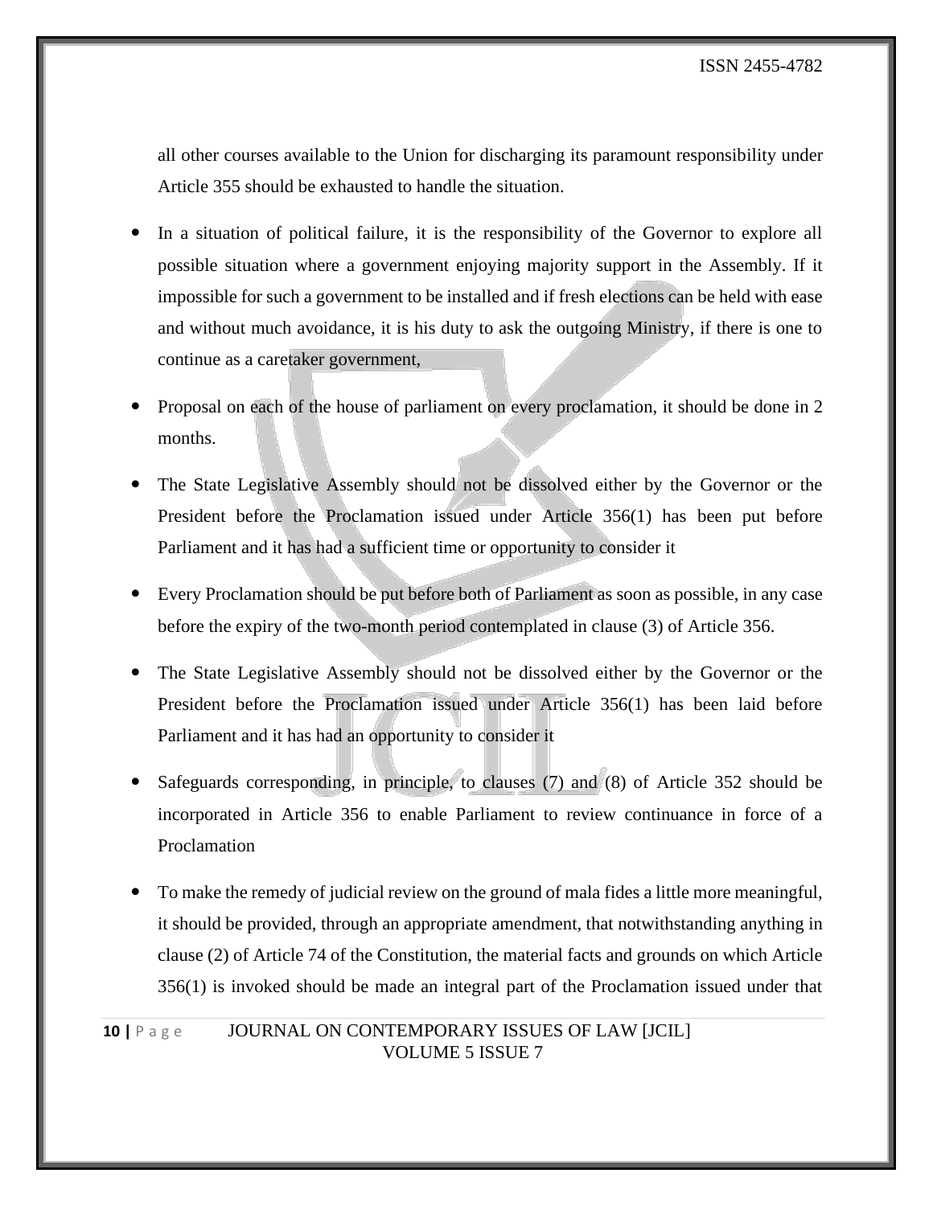all other courses available to the Union for discharging its paramount responsibility under Article 355 should be exhausted to handle the situation.

- In a situation of political failure, it is the responsibility of the Governor to explore all possible situation where a government enjoying majority support in the Assembly. If it impossible for such a government to be installed and if fresh elections can be held with ease and without much avoidance, it is his duty to ask the outgoing Ministry, if there is one to continue as a caretaker government,
- Proposal on each of the house of parliament on every proclamation, it should be done in 2 months.
- The State Legislative Assembly should not be dissolved either by the Governor or the President before the Proclamation issued under Article 356(1) has been put before Parliament and it has had a sufficient time or opportunity to consider it
- Every Proclamation should be put before both of Parliament as soon as possible, in any case before the expiry of the two-month period contemplated in clause (3) of Article 356.
- The State Legislative Assembly should not be dissolved either by the Governor or the President before the Proclamation issued under Article 356(1) has been laid before Parliament and it has had an opportunity to consider it
- Safeguards corresponding, in principle, to clauses (7) and (8) of Article 352 should be incorporated in Article 356 to enable Parliament to review continuance in force of a Proclamation
- To make the remedy of judicial review on the ground of mala fides a little more meaningful, it should be provided, through an appropriate amendment, that notwithstanding anything in clause (2) of Article 74 of the Constitution, the material facts and grounds on which Article 356(1) is invoked should be made an integral part of the Proclamation issued under that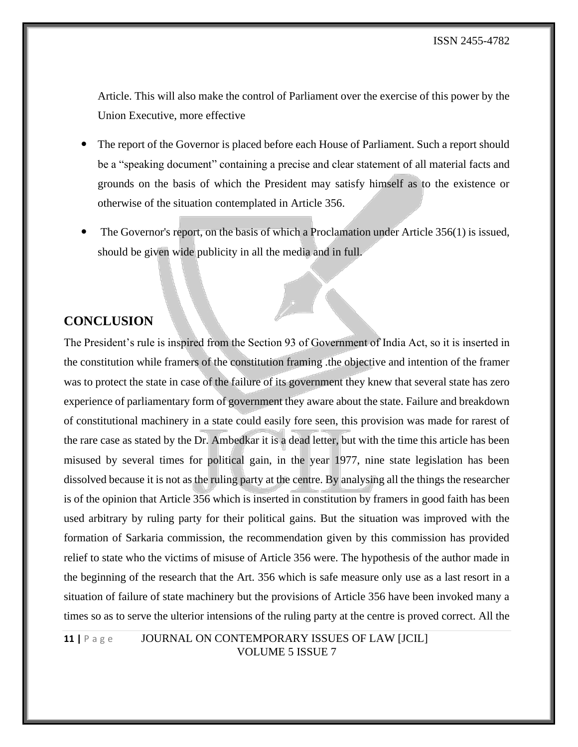Article. This will also make the control of Parliament over the exercise of this power by the Union Executive, more effective

- The report of the Governor is placed before each House of Parliament. Such a report should be a "speaking document" containing a precise and clear statement of all material facts and grounds on the basis of which the President may satisfy himself as to the existence or otherwise of the situation contemplated in Article 356.
- The Governor's report, on the basis of which a Proclamation under Article 356(1) is issued, should be given wide publicity in all the media and in full.

## CONCLUSION

The President's rule is inspired from the Section 93 of Government of India Act, so it is inserted in the constitution while framers of the constitution framing .the objective and intention of the framer was to protect the state in case of the failure of its government they knew that several state has zero experience of parliamentary form of government they aware about the state. Failure and breakdown of constitutional machinery in a state could easily fore seen, this provision was made for rarest of the rare case as stated by the Dr. Ambedkar it is a dead letter, but with the time this article has been misused by several times for political gain, in the year 1977, nine state legislation has been dissolved because it is not as the ruling party at the centre. By analysing all the things the researcher is of the opinion that Article 356 which is inserted in constitution by framers in good faith has been used arbitrary by ruling party for their political gains. But the situation was improved with the formation of Sarkaria commission, the recommendation given by this commission has provided relief to state who the victims of misuse of Article 356 were. The hypothesis of the author made in the beginning of the research that the Art. 356 which is safe measure only use as a last resort in a situation of failure of state machinery but the provisions of Article 356 have been invoked many a times so as to serve the ulterior intensions of the ruling party at the centre is proved correct. All the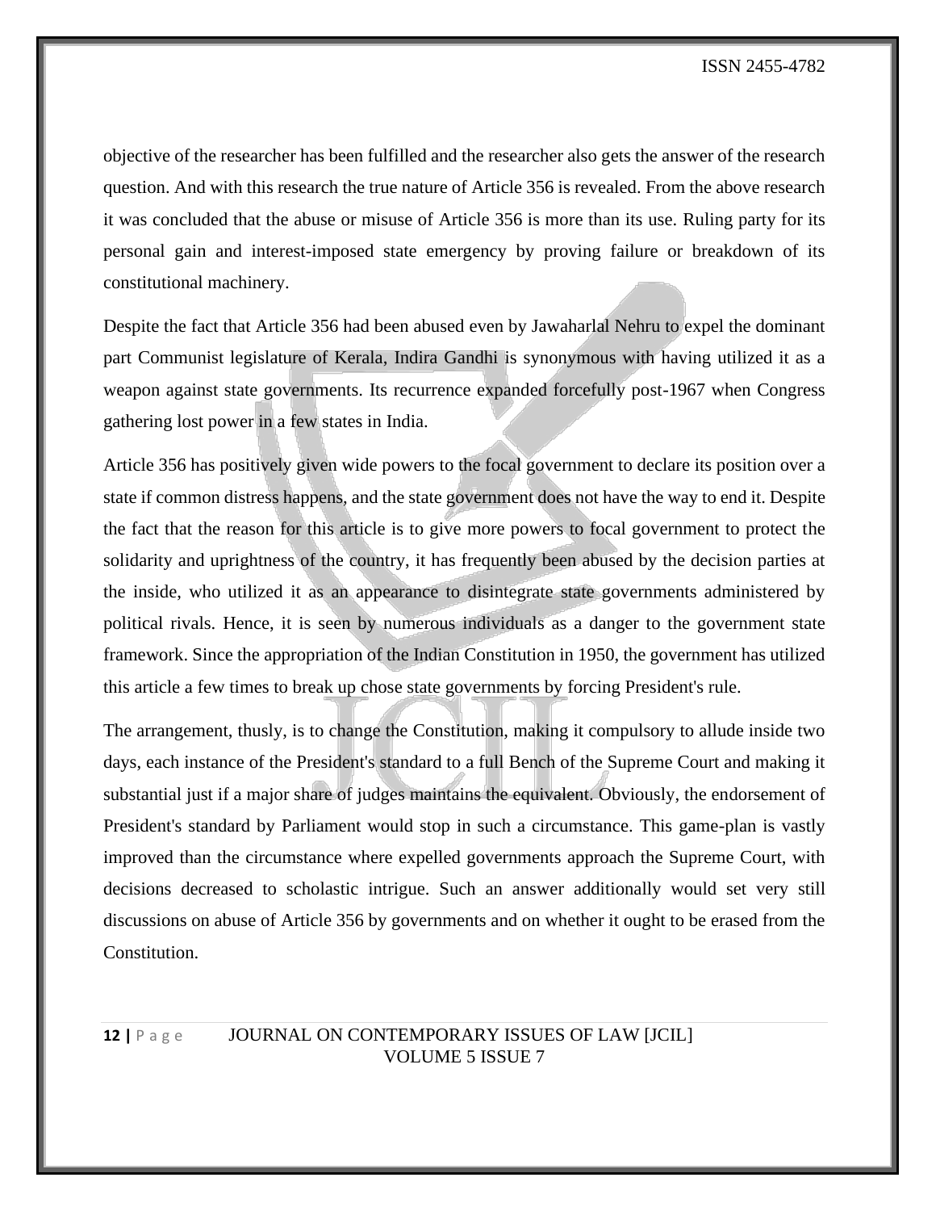objective of the researcher has been fulfilled and the researcher also gets the answer of the research question. And with this research the true nature of Article 356 is revealed. From the above research it was concluded that the abuse or misuse of Article 356 is more than its use. Ruling party for its personal gain and interest-imposed state emergency by proving failure or breakdown of its constitutional machinery.

Despite the fact that Article 356 had been abused even by Jawaharlal Nehru to expel the dominant part Communist legislature of Kerala, Indira Gandhi is synonymous with having utilized it as a weapon against state governments. Its recurrence expanded forcefully post-1967 when Congress gathering lost power in a few states in India.

Article 356 has positively given wide powers to the focal government to declare its position over a state if common distress happens, and the state government does not have the way to end it. Despite the fact that the reason for this article is to give more powers to focal government to protect the solidarity and uprightness of the country, it has frequently been abused by the decision parties at the inside, who utilized it as an appearance to disintegrate state governments administered by political rivals. Hence, it is seen by numerous individuals as a danger to the government state framework. Since the appropriation of the Indian Constitution in 1950, the government has utilized this article a few times to break up chose state governments by forcing President's rule.

The arrangement, thusly, is to change the Constitution, making it compulsory to allude inside two days, each instance of the President's standard to a full Bench of the Supreme Court and making it substantial just if a major share of judges maintains the equivalent. Obviously, the endorsement of President's standard by Parliament would stop in such a circumstance. This game-plan is vastly improved than the circumstance where expelled governments approach the Supreme Court, with decisions decreased to scholastic intrigue. Such an answer additionally would set very still discussions on abuse of Article 356 by governments and on whether it ought to be erased from the Constitution.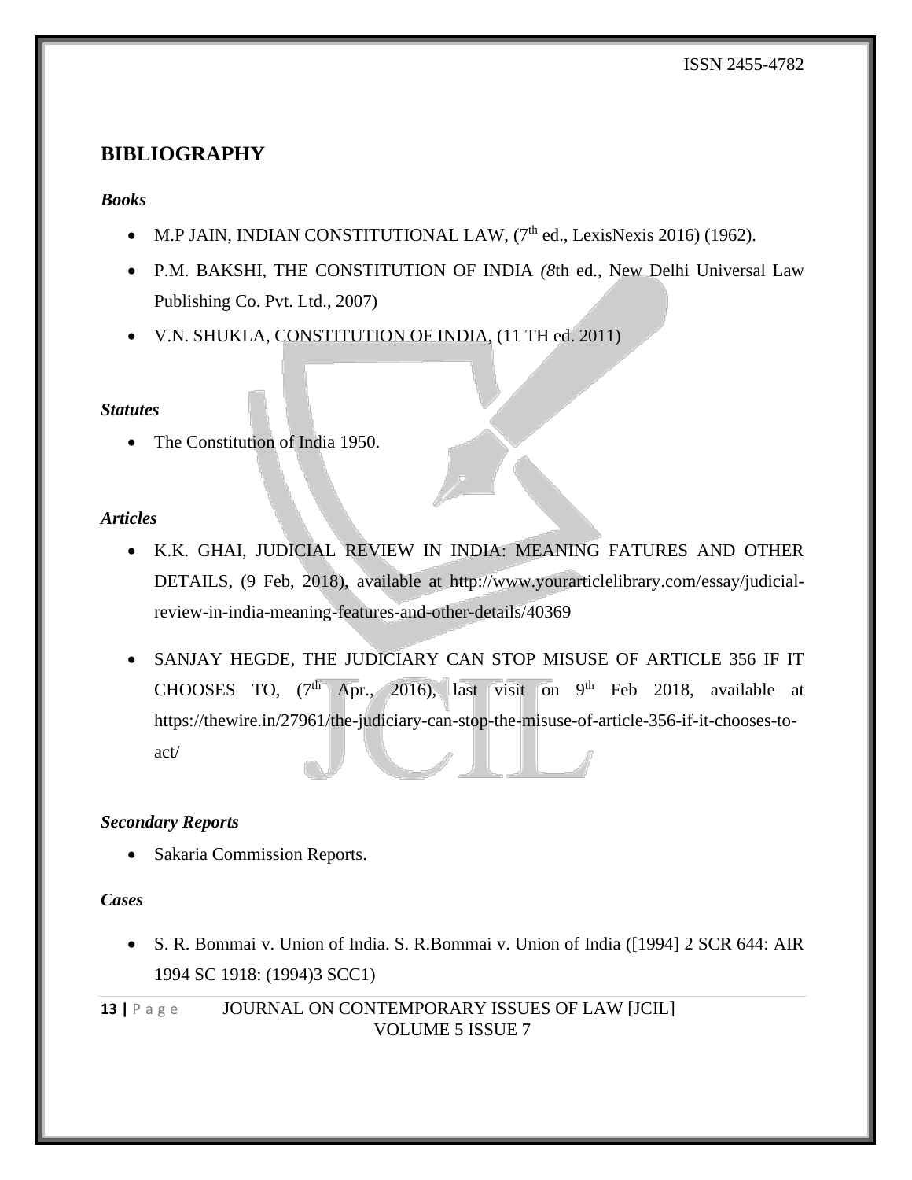## BIBLIOGRAPHY

### *Books*

- M.P JAIN, INDIAN CONSTITUTIONAL LAW, (7th ed., LexisNexis 2016) (1962).
- P.M. BAKSHI, THE CONSTITUTION OF INDIA *(8*th ed., New Delhi Universal Law Publishing Co. Pvt. Ltd., 2007)
- V.N. SHUKLA, CONSTITUTION OF INDIA, (11 TH ed. 2011)

### *Statutes*

- The Constitution of India 1950.

### *Articles*

- K.K. GHAI, JUDICIAL REVIEW IN INDIA: MEANING FATURES AND OTHER DETAILS, (9 Feb, 2018), available at http://www.yourarticlelibrary.com/essay/judicial-review-in-india-meaning-features-and-other-details/40369
- SANJAY HEGDE, THE JUDICIARY CAN STOP MISUSE OF ARTICLE 356 IF IT CHOOSES TO, (7th Apr., 2016), last visit on 9th Feb 2018, available at https://thewire.in/27961/the-judiciary-can-stop-the-misuse-of-article-356-if-it-chooses-to-act/

### *Secondary Reports*

- Sakaria Commission Reports.

### *Cases*

- S. R. Bommai v. Union of India. S. R.Bommai v. Union of India ([1994] 2 SCR 644: AIR 1994 SC 1918: (1994)3 SCC1)